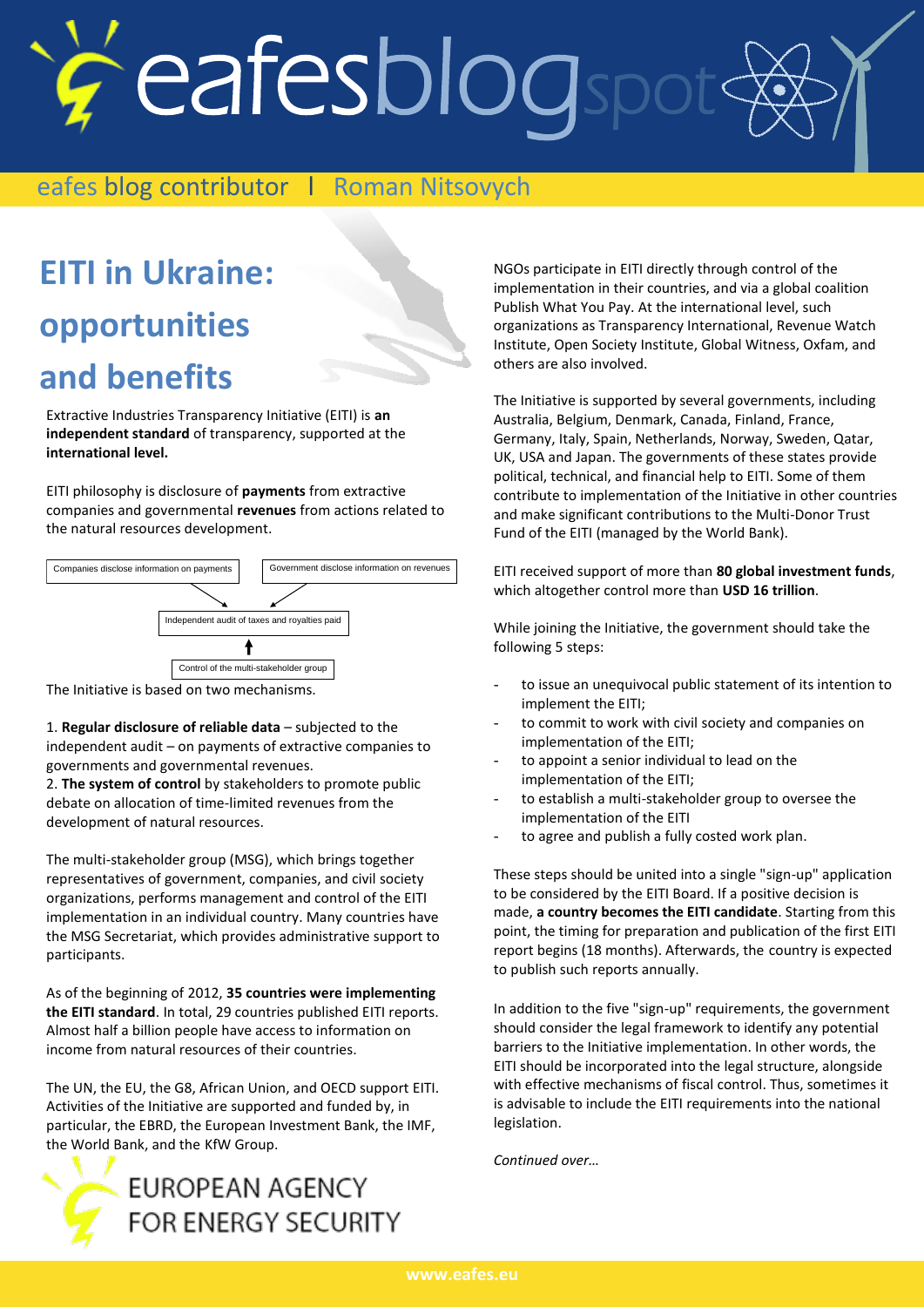eafes blog contributor | Roman Nitsovych

# EITI in Ukraine: opportunities and benefits

Extractive Industries Transparency Initiative (EITI) is **an independent standard** of transparency, supported at the **international level.**

EITI philosophy is disclosure of **payments** from extractive companies and governmental **revenues** from actions related to the natural resources development.

Companies disclose information on payments → Independent audit of taxes and royalties paid ← Government disclose information on revenues

Control of the multi-stakeholder group → Independent audit of taxes and royalties paid

The Initiative is based on two mechanisms.

1. **Regular disclosure of reliable data** – subjected to the independent audit – on payments of extractive companies to governments and governmental revenues.
2. **The system of control** by stakeholders to promote public debate on allocation of time-limited revenues from the development of natural resources.

The multi-stakeholder group (MSG), which brings together representatives of government, companies, and civil society organizations, performs management and control of the EITI implementation in an individual country. Many countries have the MSG Secretariat, which provides administrative support to participants.

As of the beginning of 2012, **35 countries were implementing the EITI standard**. In total, 29 countries published EITI reports. Almost half a billion people have access to information on income from natural resources of their countries.

The UN, the EU, the G8, African Union, and OECD support EITI. Activities of the Initiative are supported and funded by, in particular, the EBRD, the European Investment Bank, the IMF, the World Bank, and the KfW Group.

NGOs participate in EITI directly through control of the implementation in their countries, and via a global coalition Publish What You Pay. At the international level, such organizations as Transparency International, Revenue Watch Institute, Open Society Institute, Global Witness, Oxfam, and others are also involved.

The Initiative is supported by several governments, including Australia, Belgium, Denmark, Canada, Finland, France, Germany, Italy, Spain, Netherlands, Norway, Sweden, Qatar, UK, USA and Japan. The governments of these states provide political, technical, and financial help to EITI. Some of them contribute to implementation of the Initiative in other countries and make significant contributions to the Multi-Donor Trust Fund of the EITI (managed by the World Bank).

EITI received support of more than **80 global investment funds**, which altogether control more than **USD 16 trillion**.

While joining the Initiative, the government should take the following 5 steps:

- to issue an unequivocal public statement of its intention to implement the EITI;
- to commit to work with civil society and companies on implementation of the EITI;
- to appoint a senior individual to lead on the implementation of the EITI;
- to establish a multi-stakeholder group to oversee the implementation of the EITI
- to agree and publish a fully costed work plan.

These steps should be united into a single "sign-up" application to be considered by the EITI Board. If a positive decision is made, **a country becomes the EITI candidate**. Starting from this point, the timing for preparation and publication of the first EITI report begins (18 months). Afterwards, the country is expected to publish such reports annually.

In addition to the five "sign-up" requirements, the government should consider the legal framework to identify any potential barriers to the Initiative implementation. In other words, the EITI should be incorporated into the legal structure, alongside with effective mechanisms of fiscal control. Thus, sometimes it is advisable to include the EITI requirements into the national legislation.

*Continued over…*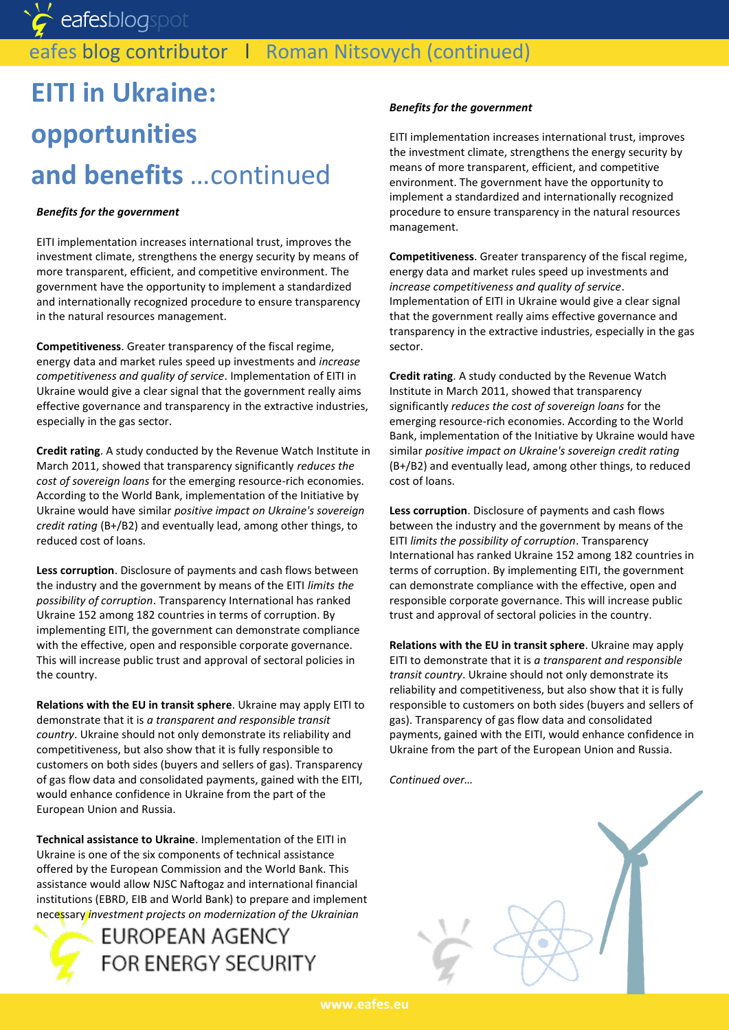# EITI in Ukraine: opportunities and benefits ...continued

***Benefits for the government***

EITI implementation increases international trust, improves the investment climate, strengthens the energy security by means of more transparent, efficient, and competitive environment. The government have the opportunity to implement a standardized and internationally recognized procedure to ensure transparency in the natural resources management.

**Competitiveness**. Greater transparency of the fiscal regime, energy data and market rules speed up investments and *increase competitiveness and quality of service*. Implementation of EITI in Ukraine would give a clear signal that the government really aims effective governance and transparency in the extractive industries, especially in the gas sector.

**Credit rating**. A study conducted by the Revenue Watch Institute in March 2011, showed that transparency significantly *reduces the cost of sovereign loans* for the emerging resource-rich economies. According to the World Bank, implementation of the Initiative by Ukraine would have similar *positive impact on Ukraine's sovereign credit rating* (B+/B2) and eventually lead, among other things, to reduced cost of loans.

**Less corruption**. Disclosure of payments and cash flows between the industry and the government by means of the EITI *limits the possibility of corruption*. Transparency International has ranked Ukraine 152 among 182 countries in terms of corruption. By implementing EITI, the government can demonstrate compliance with the effective, open and responsible corporate governance. This will increase public trust and approval of sectoral policies in the country.

**Relations with the EU in transit sphere**. Ukraine may apply EITI to demonstrate that it is *a transparent and responsible transit country*. Ukraine should not only demonstrate its reliability and competitiveness, but also show that it is fully responsible to customers on both sides (buyers and sellers of gas). Transparency of gas flow data and consolidated payments, gained with the EITI, would enhance confidence in Ukraine from the part of the European Union and Russia.

**Technical assistance to Ukraine**. Implementation of the EITI in Ukraine is one of the six components of technical assistance offered by the European Commission and the World Bank. This assistance would allow NJSC Naftogaz and international financial institutions (EBRD, EIB and World Bank) to prepare and implement necessary *investment projects on modernization of the Ukrainian*

***Benefits for the government***

EITI implementation increases international trust, improves the investment climate, strengthens the energy security by means of more transparent, efficient, and competitive environment. The government have the opportunity to implement a standardized and internationally recognized procedure to ensure transparency in the natural resources management.

**Competitiveness**. Greater transparency of the fiscal regime, energy data and market rules speed up investments and *increase competitiveness and quality of service*. Implementation of EITI in Ukraine would give a clear signal that the government really aims effective governance and transparency in the extractive industries, especially in the gas sector.

**Credit rating**. A study conducted by the Revenue Watch Institute in March 2011, showed that transparency significantly *reduces the cost of sovereign loans* for the emerging resource-rich economies. According to the World Bank, implementation of the Initiative by Ukraine would have similar *positive impact on Ukraine's sovereign credit rating* (B+/B2) and eventually lead, among other things, to reduced cost of loans.

**Less corruption**. Disclosure of payments and cash flows between the industry and the government by means of the EITI *limits the possibility of corruption*. Transparency International has ranked Ukraine 152 among 182 countries in terms of corruption. By implementing EITI, the government can demonstrate compliance with the effective, open and responsible corporate governance. This will increase public trust and approval of sectoral policies in the country.

**Relations with the EU in transit sphere**. Ukraine may apply EITI to demonstrate that it is *a transparent and responsible transit country*. Ukraine should not only demonstrate its reliability and competitiveness, but also show that it is fully responsible to customers on both sides (buyers and sellers of gas). Transparency of gas flow data and consolidated payments, gained with the EITI, would enhance confidence in Ukraine from the part of the European Union and Russia.

*Continued over…*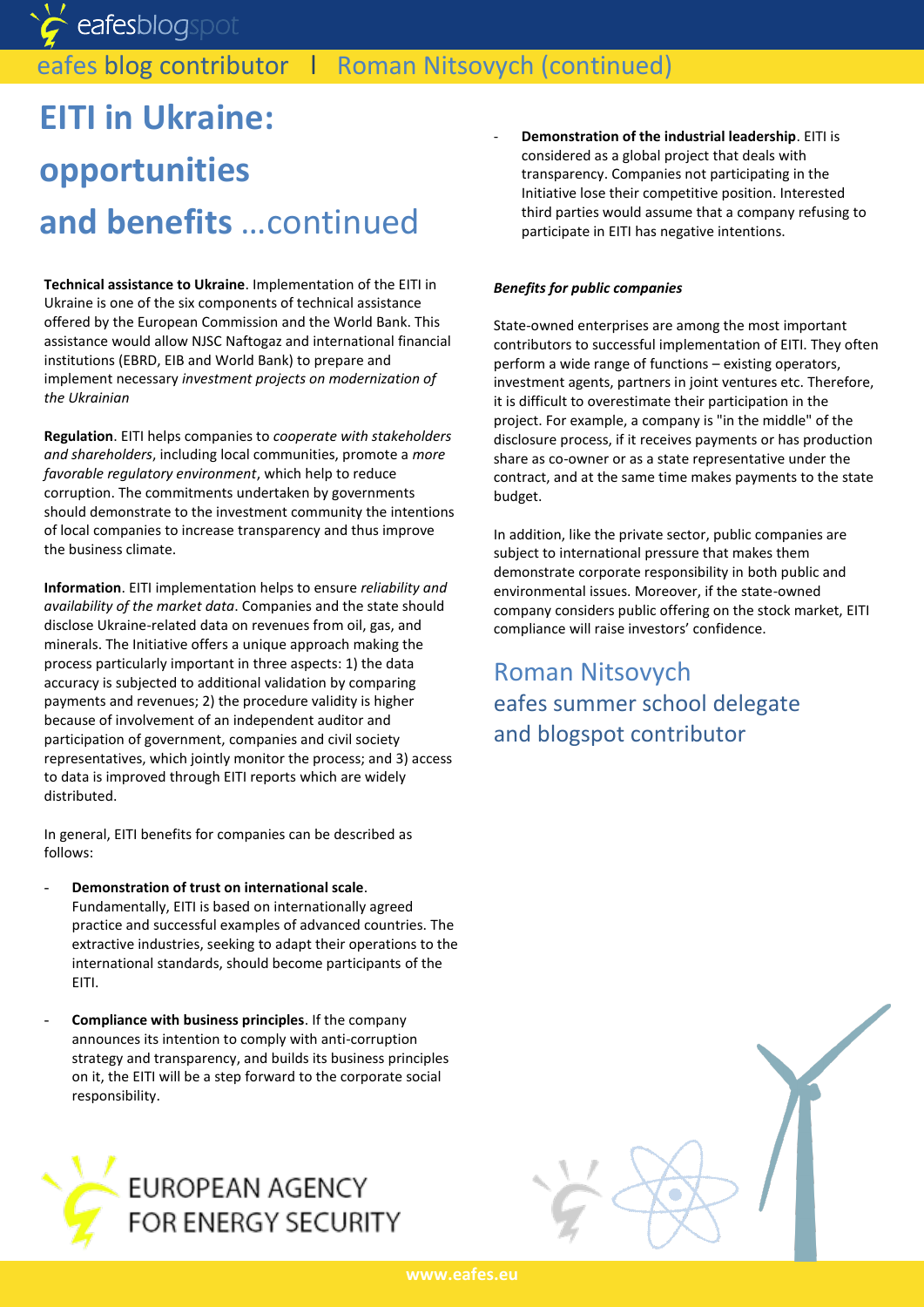# EITI in Ukraine: opportunities and benefits ...continued

**Technical assistance to Ukraine**. Implementation of the EITI in Ukraine is one of the six components of technical assistance offered by the European Commission and the World Bank. This assistance would allow NJSC Naftogaz and international financial institutions (EBRD, EIB and World Bank) to prepare and implement necessary *investment projects on modernization of the Ukrainian*

**Regulation**. EITI helps companies to *cooperate with stakeholders and shareholders*, including local communities, promote a *more favorable regulatory environment*, which help to reduce corruption. The commitments undertaken by governments should demonstrate to the investment community the intentions of local companies to increase transparency and thus improve the business climate.

**Information**. EITI implementation helps to ensure *reliability and availability of the market data*. Companies and the state should disclose Ukraine-related data on revenues from oil, gas, and minerals. The Initiative offers a unique approach making the process particularly important in three aspects: 1) the data accuracy is subjected to additional validation by comparing payments and revenues; 2) the procedure validity is higher because of involvement of an independent auditor and participation of government, companies and civil society representatives, which jointly monitor the process; and 3) access to data is improved through EITI reports which are widely distributed.

In general, EITI benefits for companies can be described as follows:

- **Demonstration of trust on international scale**. Fundamentally, EITI is based on internationally agreed practice and successful examples of advanced countries. The extractive industries, seeking to adapt their operations to the international standards, should become participants of the EITI.
- **Compliance with business principles**. If the company announces its intention to comply with anti-corruption strategy and transparency, and builds its business principles on it, the EITI will be a step forward to the corporate social responsibility.
- **Demonstration of the industrial leadership**. EITI is considered as a global project that deals with transparency. Companies not participating in the Initiative lose their competitive position. Interested third parties would assume that a company refusing to participate in EITI has negative intentions.

***Benefits for public companies***

State-owned enterprises are among the most important contributors to successful implementation of EITI. They often perform a wide range of functions – existing operators, investment agents, partners in joint ventures etc. Therefore, it is difficult to overestimate their participation in the project. For example, a company is "in the middle" of the disclosure process, if it receives payments or has production share as co-owner or as a state representative under the contract, and at the same time makes payments to the state budget.

In addition, like the private sector, public companies are subject to international pressure that makes them demonstrate corporate responsibility in both public and environmental issues. Moreover, if the state-owned company considers public offering on the stock market, EITI compliance will raise investors' confidence.

## Roman Nitsovych
eafes summer school delegate and blogspot contributor